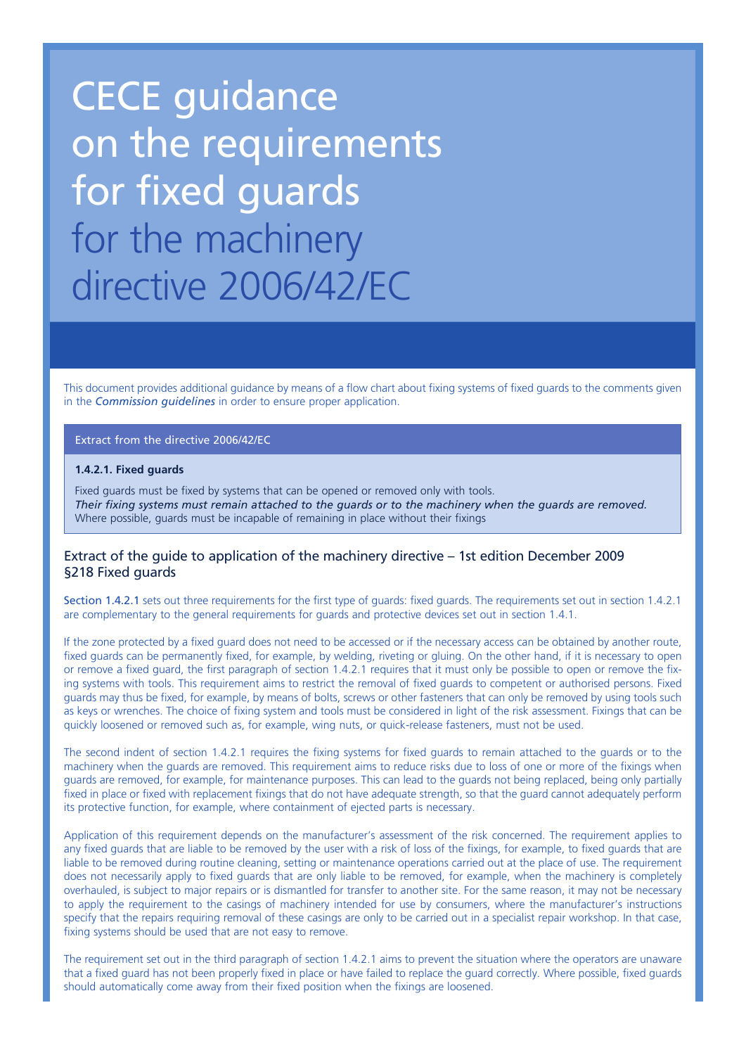# CECE guidance on the requirements for fixed guards for the machinery directive 2006/42/EC

This document provides additional guidance by means of a flow chart about fixing systems of fixed guards to the comments given in the *Commission guidelines* in order to ensure proper application.

## Extract from the directive 2006/42/EC

**1.4.2.1. Fixed guards**

Fixed guards must be fixed by systems that can be opened or removed only with tools.
*Their fixing systems must remain attached to the guards or to the machinery when the guards are removed.*
Where possible, guards must be incapable of remaining in place without their fixings

## Extract of the guide to application of the machinery directive – 1st edition December 2009 §218 Fixed guards

Section 1.4.2.1 sets out three requirements for the first type of guards: fixed guards. The requirements set out in section 1.4.2.1 are complementary to the general requirements for guards and protective devices set out in section 1.4.1.

If the zone protected by a fixed guard does not need to be accessed or if the necessary access can be obtained by another route, fixed guards can be permanently fixed, for example, by welding, riveting or gluing. On the other hand, if it is necessary to open or remove a fixed guard, the first paragraph of section 1.4.2.1 requires that it must only be possible to open or remove the fixing systems with tools. This requirement aims to restrict the removal of fixed guards to competent or authorised persons. Fixed guards may thus be fixed, for example, by means of bolts, screws or other fasteners that can only be removed by using tools such as keys or wrenches. The choice of fixing system and tools must be considered in light of the risk assessment. Fixings that can be quickly loosened or removed such as, for example, wing nuts, or quick-release fasteners, must not be used.

The second indent of section 1.4.2.1 requires the fixing systems for fixed guards to remain attached to the guards or to the machinery when the guards are removed. This requirement aims to reduce risks due to loss of one or more of the fixings when guards are removed, for example, for maintenance purposes. This can lead to the guards not being replaced, being only partially fixed in place or fixed with replacement fixings that do not have adequate strength, so that the guard cannot adequately perform its protective function, for example, where containment of ejected parts is necessary.

Application of this requirement depends on the manufacturer's assessment of the risk concerned. The requirement applies to any fixed guards that are liable to be removed by the user with a risk of loss of the fixings, for example, to fixed guards that are liable to be removed during routine cleaning, setting or maintenance operations carried out at the place of use. The requirement does not necessarily apply to fixed guards that are only liable to be removed, for example, when the machinery is completely overhauled, is subject to major repairs or is dismantled for transfer to another site. For the same reason, it may not be necessary to apply the requirement to the casings of machinery intended for use by consumers, where the manufacturer's instructions specify that the repairs requiring removal of these casings are only to be carried out in a specialist repair workshop. In that case, fixing systems should be used that are not easy to remove.

The requirement set out in the third paragraph of section 1.4.2.1 aims to prevent the situation where the operators are unaware that a fixed guard has not been properly fixed in place or have failed to replace the guard correctly. Where possible, fixed guards should automatically come away from their fixed position when the fixings are loosened.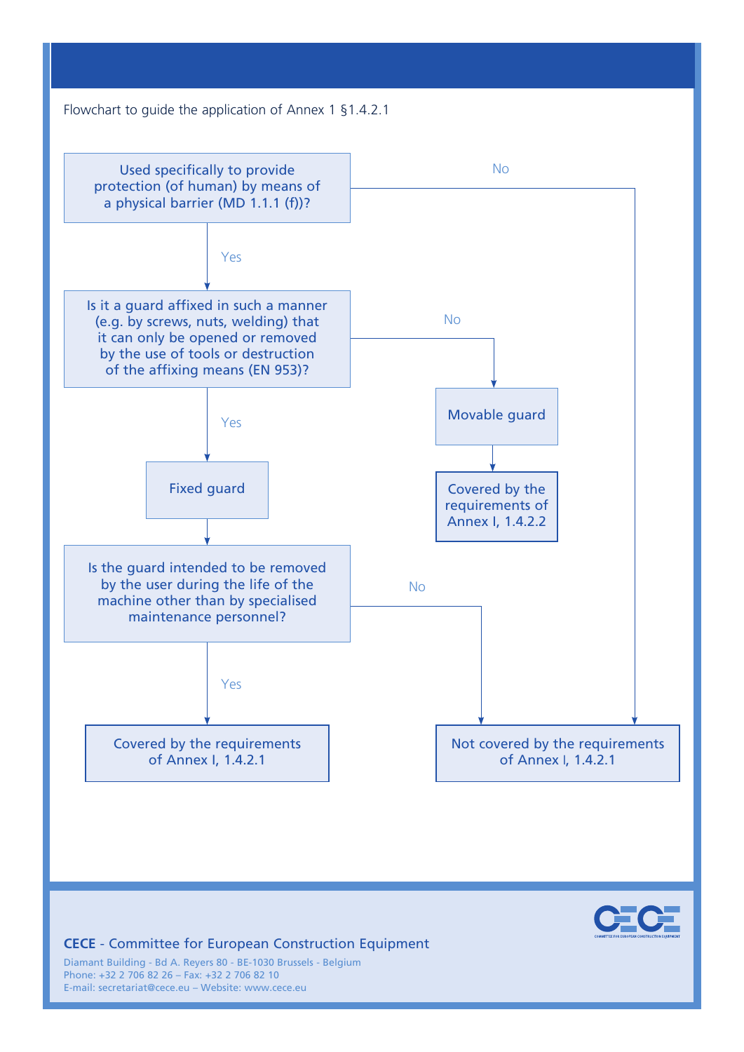Flowchart to guide the application of Annex 1 §1.4.2.1

Used specifically to provide protection (of human) by means of a physical barrier (MD 1.1.1 (f))?

No

Yes

Is it a guard affixed in such a manner (e.g. by screws, nuts, welding) that it can only be opened or removed by the use of tools or destruction of the affixing means (EN 953)?

No

Movable guard

Covered by the requirements of Annex I, 1.4.2.2

Yes

Fixed guard

Is the guard intended to be removed by the user during the life of the machine other than by specialised maintenance personnel?

No

Yes

Covered by the requirements of Annex I, 1.4.2.1

Not covered by the requirements of Annex I, 1.4.2.1

**CECE** - Committee for European Construction Equipment

Diamant Building - Bd A. Reyers 80 - BE-1030 Brussels - Belgium
Phone: +32 2 706 82 26 – Fax: +32 2 706 82 10
E-mail: secretariat@cece.eu – Website: www.cece.eu